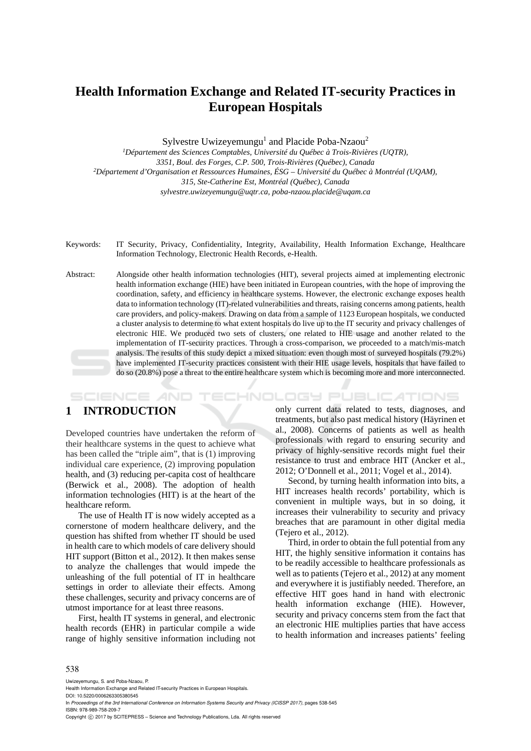# Health Information Exchange and Related IT-security Practices in European Hospitals

Sylvestre Uwizeyemungu[1] and Placide Poba-Nzaou[2]

[1]*Département des Sciences Comptables, Université du Québec à Trois-Rivières (UQTR), 3351, Boul. des Forges, C.P. 500, Trois-Rivières (Québec), Canada*

[2]*Département d'Organisation et Ressources Humaines, ÉSG – Université du Québec à Montréal (UQAM), 315, Ste-Catherine Est, Montréal (Québec), Canada*

*sylvestre.uwizeyemungu@uqtr.ca, poba-nzaou.placide@uqam.ca*

Keywords: IT Security, Privacy, Confidentiality, Integrity, Availability, Health Information Exchange, Healthcare Information Technology, Electronic Health Records, e-Health.

Abstract: Alongside other health information technologies (HIT), several projects aimed at implementing electronic health information exchange (HIE) have been initiated in European countries, with the hope of improving the coordination, safety, and efficiency in healthcare systems. However, the electronic exchange exposes health data to information technology (IT)-related vulnerabilities and threats, raising concerns among patients, health care providers, and policy-makers. Drawing on data from a sample of 1123 European hospitals, we conducted a cluster analysis to determine to what extent hospitals do live up to the IT security and privacy challenges of electronic HIE. We produced two sets of clusters, one related to HIE usage and another related to the implementation of IT-security practices. Through a cross-comparison, we proceeded to a match/mis-match analysis. The results of this study depict a mixed situation: even though most of surveyed hospitals (79.2%) have implemented IT-security practices consistent with their HIE usage levels, hospitals that have failed to do so (20.8%) pose a threat to the entire healthcare system which is becoming more and more interconnected.

## 1 INTRODUCTION

Developed countries have undertaken the reform of their healthcare systems in the quest to achieve what has been called the "triple aim", that is (1) improving individual care experience, (2) improving population health, and (3) reducing per-capita cost of healthcare (Berwick et al., 2008). The adoption of health information technologies (HIT) is at the heart of the healthcare reform.

The use of Health IT is now widely accepted as a cornerstone of modern healthcare delivery, and the question has shifted from whether IT should be used in health care to which models of care delivery should HIT support (Bitton et al., 2012). It then makes sense to analyze the challenges that would impede the unleashing of the full potential of IT in healthcare settings in order to alleviate their effects. Among these challenges, security and privacy concerns are of utmost importance for at least three reasons.

First, health IT systems in general, and electronic health records (EHR) in particular compile a wide range of highly sensitive information including not only current data related to tests, diagnoses, and treatments, but also past medical history (Häyrinen et al., 2008). Concerns of patients as well as health professionals with regard to ensuring security and privacy of highly-sensitive records might fuel their resistance to trust and embrace HIT (Ancker et al., 2012; O'Donnell et al., 2011; Vogel et al., 2014).

Second, by turning health information into bits, a HIT increases health records' portability, which is convenient in multiple ways, but in so doing, it increases their vulnerability to security and privacy breaches that are paramount in other digital media (Tejero et al., 2012).

Third, in order to obtain the full potential from any HIT, the highly sensitive information it contains has to be readily accessible to healthcare professionals as well as to patients (Tejero et al., 2012) at any moment and everywhere it is justifiably needed. Therefore, an effective HIT goes hand in hand with electronic health information exchange (HIE). However, security and privacy concerns stem from the fact that an electronic HIE multiplies parties that have access to health information and increases patients' feeling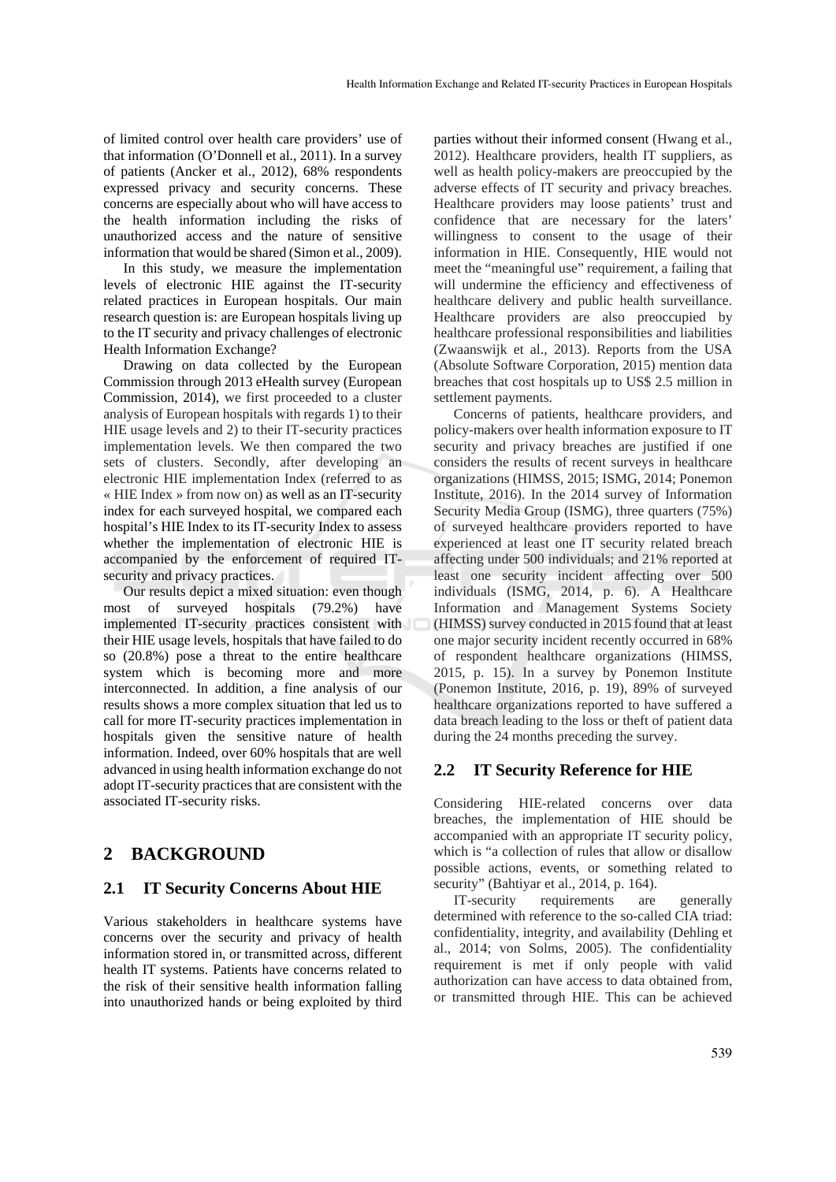of limited control over health care providers' use of that information (O'Donnell et al., 2011). In a survey of patients (Ancker et al., 2012), 68% respondents expressed privacy and security concerns. These concerns are especially about who will have access to the health information including the risks of unauthorized access and the nature of sensitive information that would be shared (Simon et al., 2009).

In this study, we measure the implementation levels of electronic HIE against the IT-security related practices in European hospitals. Our main research question is: are European hospitals living up to the IT security and privacy challenges of electronic Health Information Exchange?

Drawing on data collected by the European Commission through 2013 eHealth survey (European Commission, 2014), we first proceeded to a cluster analysis of European hospitals with regards 1) to their HIE usage levels and 2) to their IT-security practices implementation levels. We then compared the two sets of clusters. Secondly, after developing an electronic HIE implementation Index (referred to as « HIE Index » from now on) as well as an IT-security index for each surveyed hospital, we compared each hospital's HIE Index to its IT-security Index to assess whether the implementation of electronic HIE is accompanied by the enforcement of required IT-security and privacy practices.

Our results depict a mixed situation: even though most of surveyed hospitals (79.2%) have implemented IT-security practices consistent with their HIE usage levels, hospitals that have failed to do so (20.8%) pose a threat to the entire healthcare system which is becoming more and more interconnected. In addition, a fine analysis of our results shows a more complex situation that led us to call for more IT-security practices implementation in hospitals given the sensitive nature of health information. Indeed, over 60% hospitals that are well advanced in using health information exchange do not adopt IT-security practices that are consistent with the associated IT-security risks.

## 2 BACKGROUND

### 2.1 IT Security Concerns About HIE

Various stakeholders in healthcare systems have concerns over the security and privacy of health information stored in, or transmitted across, different health IT systems. Patients have concerns related to the risk of their sensitive health information falling into unauthorized hands or being exploited by third parties without their informed consent (Hwang et al., 2012). Healthcare providers, health IT suppliers, as well as health policy-makers are preoccupied by the adverse effects of IT security and privacy breaches. Healthcare providers may loose patients' trust and confidence that are necessary for the laters' willingness to consent to the usage of their information in HIE. Consequently, HIE would not meet the "meaningful use" requirement, a failing that will undermine the efficiency and effectiveness of healthcare delivery and public health surveillance. Healthcare providers are also preoccupied by healthcare professional responsibilities and liabilities (Zwaanswijk et al., 2013). Reports from the USA (Absolute Software Corporation, 2015) mention data breaches that cost hospitals up to US$ 2.5 million in settlement payments.

Concerns of patients, healthcare providers, and policy-makers over health information exposure to IT security and privacy breaches are justified if one considers the results of recent surveys in healthcare organizations (HIMSS, 2015; ISMG, 2014; Ponemon Institute, 2016). In the 2014 survey of Information Security Media Group (ISMG), three quarters (75%) of surveyed healthcare providers reported to have experienced at least one IT security related breach affecting under 500 individuals; and 21% reported at least one security incident affecting over 500 individuals (ISMG, 2014, p. 6). A Healthcare Information and Management Systems Society (HIMSS) survey conducted in 2015 found that at least one major security incident recently occurred in 68% of respondent healthcare organizations (HIMSS, 2015, p. 15). In a survey by Ponemon Institute (Ponemon Institute, 2016, p. 19), 89% of surveyed healthcare organizations reported to have suffered a data breach leading to the loss or theft of patient data during the 24 months preceding the survey.

### 2.2 IT Security Reference for HIE

Considering HIE-related concerns over data breaches, the implementation of HIE should be accompanied with an appropriate IT security policy, which is "a collection of rules that allow or disallow possible actions, events, or something related to security" (Bahtiyar et al., 2014, p. 164).

IT-security requirements are generally determined with reference to the so-called CIA triad: confidentiality, integrity, and availability (Dehling et al., 2014; von Solms, 2005). The confidentiality requirement is met if only people with valid authorization can have access to data obtained from, or transmitted through HIE. This can be achieved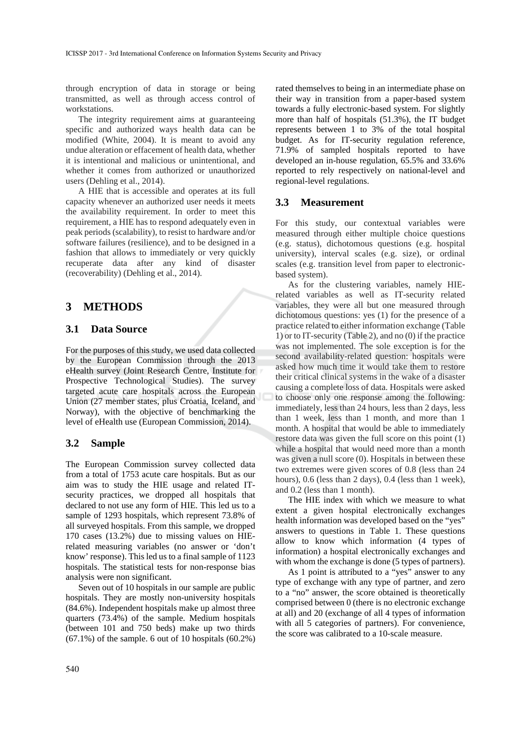through encryption of data in storage or being transmitted, as well as through access control of workstations.

The integrity requirement aims at guaranteeing specific and authorized ways health data can be modified (White, 2004). It is meant to avoid any undue alteration or effacement of health data, whether it is intentional and malicious or unintentional, and whether it comes from authorized or unauthorized users (Dehling et al., 2014).

A HIE that is accessible and operates at its full capacity whenever an authorized user needs it meets the availability requirement. In order to meet this requirement, a HIE has to respond adequately even in peak periods (scalability), to resist to hardware and/or software failures (resilience), and to be designed in a fashion that allows to immediately or very quickly recuperate data after any kind of disaster (recoverability) (Dehling et al., 2014).

## 3 METHODS

### 3.1 Data Source

For the purposes of this study, we used data collected by the European Commission through the 2013 eHealth survey (Joint Research Centre, Institute for Prospective Technological Studies). The survey targeted acute care hospitals across the European Union (27 member states, plus Croatia, Iceland, and Norway), with the objective of benchmarking the level of eHealth use (European Commission, 2014).

### 3.2 Sample

The European Commission survey collected data from a total of 1753 acute care hospitals. But as our aim was to study the HIE usage and related IT-security practices, we dropped all hospitals that declared to not use any form of HIE. This led us to a sample of 1293 hospitals, which represent 73.8% of all surveyed hospitals. From this sample, we dropped 170 cases (13.2%) due to missing values on HIE-related measuring variables (no answer or 'don't know' response). This led us to a final sample of 1123 hospitals. The statistical tests for non-response bias analysis were non significant.

Seven out of 10 hospitals in our sample are public hospitals. They are mostly non-university hospitals (84.6%). Independent hospitals make up almost three quarters (73.4%) of the sample. Medium hospitals (between 101 and 750 beds) make up two thirds (67.1%) of the sample. 6 out of 10 hospitals (60.2%) rated themselves to being in an intermediate phase on their way in transition from a paper-based system towards a fully electronic-based system. For slightly more than half of hospitals (51.3%), the IT budget represents between 1 to 3% of the total hospital budget. As for IT-security regulation reference, 71.9% of sampled hospitals reported to have developed an in-house regulation, 65.5% and 33.6% reported to rely respectively on national-level and regional-level regulations.

### 3.3 Measurement

For this study, our contextual variables were measured through either multiple choice questions (e.g. status), dichotomous questions (e.g. hospital university), interval scales (e.g. size), or ordinal scales (e.g. transition level from paper to electronic-based system).

As for the clustering variables, namely HIE-related variables as well as IT-security related variables, they were all but one measured through dichotomous questions: yes (1) for the presence of a practice related to either information exchange (Table 1) or to IT-security (Table 2), and no (0) if the practice was not implemented. The sole exception is for the second availability-related question: hospitals were asked how much time it would take them to restore their critical clinical systems in the wake of a disaster causing a complete loss of data. Hospitals were asked to choose only one response among the following: immediately, less than 24 hours, less than 2 days, less than 1 week, less than 1 month, and more than 1 month. A hospital that would be able to immediately restore data was given the full score on this point (1) while a hospital that would need more than a month was given a null score (0). Hospitals in between these two extremes were given scores of 0.8 (less than 24 hours), 0.6 (less than 2 days), 0.4 (less than 1 week), and 0.2 (less than 1 month).

The HIE index with which we measure to what extent a given hospital electronically exchanges health information was developed based on the "yes" answers to questions in Table 1. These questions allow to know which information (4 types of information) a hospital electronically exchanges and with whom the exchange is done (5 types of partners).

As 1 point is attributed to a "yes" answer to any type of exchange with any type of partner, and zero to a "no" answer, the score obtained is theoretically comprised between 0 (there is no electronic exchange at all) and 20 (exchange of all 4 types of information with all 5 categories of partners). For convenience, the score was calibrated to a 10-scale measure.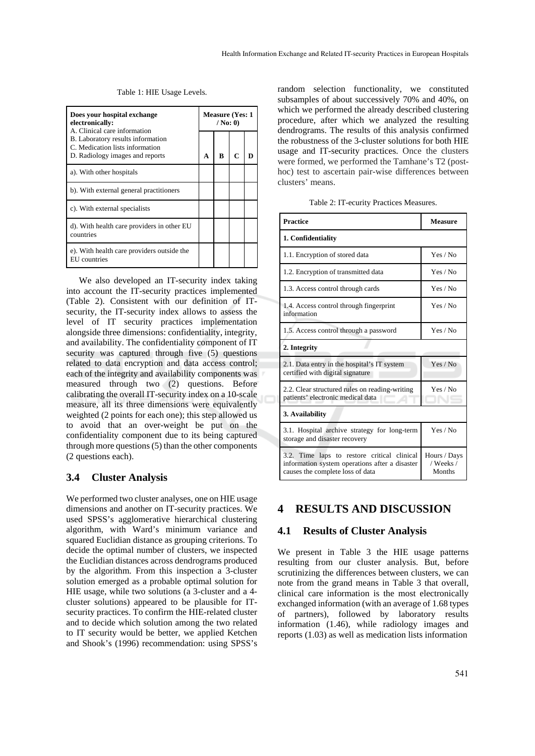Table 1: HIE Usage Levels.

| Does your hospital exchange electronically:<br>A. Clinical care information<br>B. Laboratory results information<br>C. Medication lists information<br>D. Radiology images and reports | Measure (Yes: 1 / No: 0) | | | |
|---|---|---|---|---|
| | **A** | **B** | **C** | **D** |
| a). With other hospitals | | | | |
| b). With external general practitioners | | | | |
| c). With external specialists | | | | |
| d). With health care providers in other EU countries | | | | |
| e). With health care providers outside the EU countries | | | | |

We also developed an IT-security index taking into account the IT-security practices implemented (Table 2). Consistent with our definition of IT-security, the IT-security index allows to assess the level of IT security practices implementation alongside three dimensions: confidentiality, integrity, and availability. The confidentiality component of IT security was captured through five (5) questions related to data encryption and data access control; each of the integrity and availability components was measured through two (2) questions. Before calibrating the overall IT-security index on a 10-scale measure, all its three dimensions were equivalently weighted (2 points for each one); this step allowed us to avoid that an over-weight be put on the confidentiality component due to its being captured through more questions (5) than the other components (2 questions each).

### 3.4 Cluster Analysis

We performed two cluster analyses, one on HIE usage dimensions and another on IT-security practices. We used SPSS's agglomerative hierarchical clustering algorithm, with Ward's minimum variance and squared Euclidian distance as grouping criterions. To decide the optimal number of clusters, we inspected the Euclidian distances across dendrograms produced by the algorithm. From this inspection a 3-cluster solution emerged as a probable optimal solution for HIE usage, while two solutions (a 3-cluster and a 4-cluster solutions) appeared to be plausible for IT-security practices. To confirm the HIE-related cluster and to decide which solution among the two related to IT security would be better, we applied Ketchen and Shook's (1996) recommendation: using SPSS's random selection functionality, we constituted subsamples of about successively 70% and 40%, on which we performed the already described clustering procedure, after which we analyzed the resulting dendrograms. The results of this analysis confirmed the robustness of the 3-cluster solutions for both HIE usage and IT-security practices. Once the clusters were formed, we performed the Tamhane's T2 (post-hoc) test to ascertain pair-wise differences between clusters' means.

Table 2: IT-ecurity Practices Measures.

| Practice | Measure |
|---|---|
| **1. Confidentiality** | |
| 1.1. Encryption of stored data | Yes / No |
| 1.2. Encryption of transmitted data | Yes / No |
| 1.3. Access control through cards | Yes / No |
| 1.4. Access control through fingerprint information | Yes / No |
| 1.5. Access control through a password | Yes / No |
| **2. Integrity** | |
| 2.1. Data entry in the hospital's IT system certified with digital signature | Yes / No |
| 2.2. Clear structured rules on reading-writing patients' electronic medical data | Yes / No |
| **3. Availability** | |
| 3.1. Hospital archive strategy for long-term storage and disaster recovery | Yes / No |
| 3.2. Time laps to restore critical clinical information system operations after a disaster causes the complete loss of data | Hours / Days / Weeks / Months |

## 4 RESULTS AND DISCUSSION

### 4.1 Results of Cluster Analysis

We present in Table 3 the HIE usage patterns resulting from our cluster analysis. But, before scrutinizing the differences between clusters, we can note from the grand means in Table 3 that overall, clinical care information is the most electronically exchanged information (with an average of 1.68 types of partners), followed by laboratory results information (1.46), while radiology images and reports (1.03) as well as medication lists information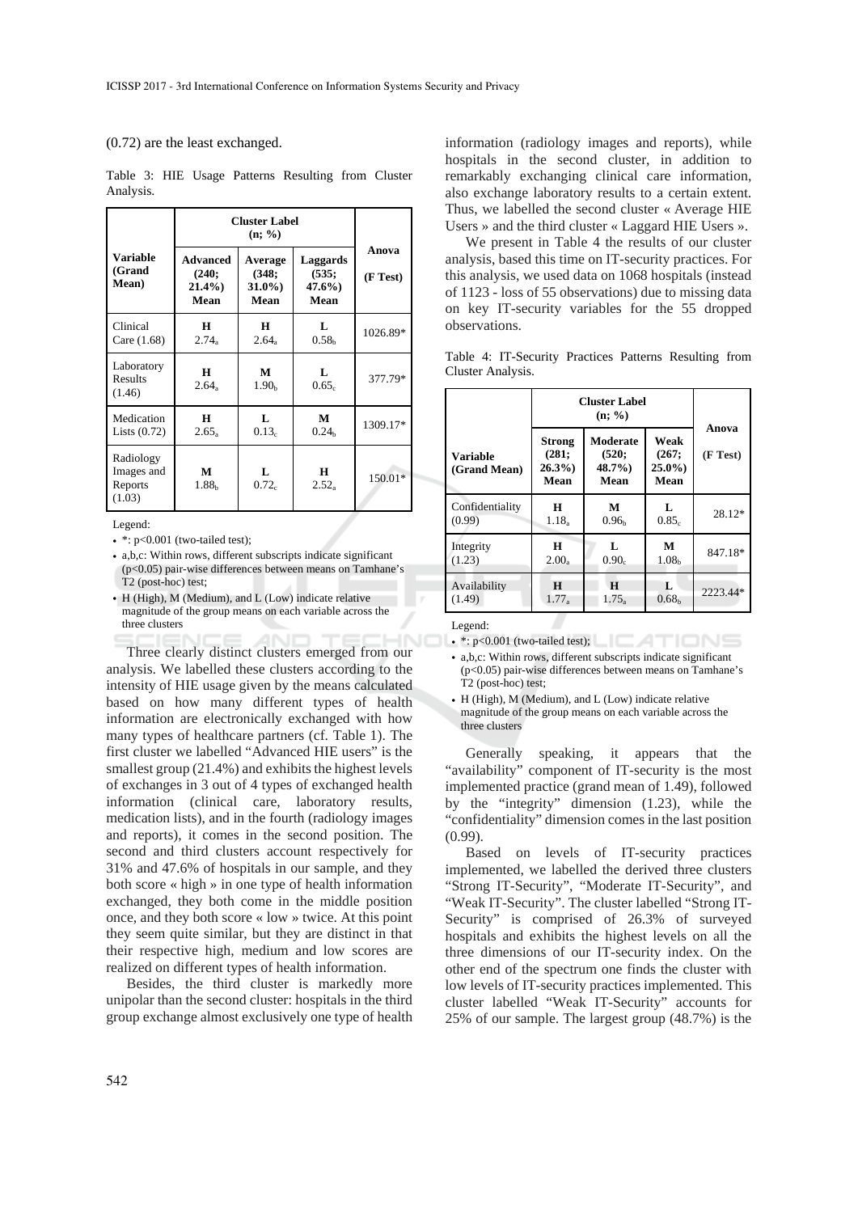(0.72) are the least exchanged.

Table 3: HIE Usage Patterns Resulting from Cluster Analysis.

| Variable (Grand Mean) | Cluster Label (n; %) | | | Anova |
|---|---|---|---|---|
| | Advanced (240; 21.4%) Mean | Average (348; 31.0%) Mean | Laggards (535; 47.6%) Mean | (F Test) |
| Clinical Care (1.68) | H $2.74_a$ | H $2.64_a$ | L $0.58_b$ | 1026.89* |
| Laboratory Results (1.46) | H $2.64_a$ | M $1.90_b$ | L $0.65_c$ | 377.79* |
| Medication Lists (0.72) | H $2.65_a$ | L $0.13_c$ | M $0.24_b$ | 1309.17* |
| Radiology Images and Reports (1.03) | M $1.88_b$ | L $0.72_c$ | H $2.52_a$ | 150.01* |

Legend:

- *: p<0.001 (two-tailed test);
- a,b,c: Within rows, different subscripts indicate significant (p<0.05) pair-wise differences between means on Tamhane's T2 (post-hoc) test;
- H (High), M (Medium), and L (Low) indicate relative magnitude of the group means on each variable across the three clusters

Three clearly distinct clusters emerged from our analysis. We labelled these clusters according to the intensity of HIE usage given by the means calculated based on how many different types of health information are electronically exchanged with how many types of healthcare partners (cf. Table 1). The first cluster we labelled "Advanced HIE users" is the smallest group (21.4%) and exhibits the highest levels of exchanges in 3 out of 4 types of exchanged health information (clinical care, laboratory results, medication lists), and in the fourth (radiology images and reports), it comes in the second position. The second and third clusters account respectively for 31% and 47.6% of hospitals in our sample, and they both score « high » in one type of health information exchanged, they both come in the middle position once, and they both score « low » twice. At this point they seem quite similar, but they are distinct in that their respective high, medium and low scores are realized on different types of health information.

Besides, the third cluster is markedly more unipolar than the second cluster: hospitals in the third group exchange almost exclusively one type of health information (radiology images and reports), while hospitals in the second cluster, in addition to remarkably exchanging clinical care information, also exchange laboratory results to a certain extent. Thus, we labelled the second cluster « Average HIE Users » and the third cluster « Laggard HIE Users ».

We present in Table 4 the results of our cluster analysis, based this time on IT-security practices. For this analysis, we used data on 1068 hospitals (instead of 1123 - loss of 55 observations) due to missing data on key IT-security variables for the 55 dropped observations.

Table 4: IT-Security Practices Patterns Resulting from Cluster Analysis.

| Variable (Grand Mean) | Cluster Label (n; %) | | | Anova |
|---|---|---|---|---|
| | Strong (281; 26.3%) Mean | Moderate (520; 48.7%) Mean | Weak (267; 25.0%) Mean | (F Test) |
| Confidentiality (0.99) | H $1.18_a$ | M $0.96_b$ | L $0.85_c$ | 28.12* |
| Integrity (1.23) | H $2.00_a$ | L $0.90_c$ | M $1.08_b$ | 847.18* |
| Availability (1.49) | H $1.77_a$ | H $1.75_a$ | L $0.68_b$ | 2223.44* |

Legend:

- *: p<0.001 (two-tailed test);
- a,b,c: Within rows, different subscripts indicate significant (p<0.05) pair-wise differences between means on Tamhane's T2 (post-hoc) test;
- H (High), M (Medium), and L (Low) indicate relative magnitude of the group means on each variable across the three clusters

Generally speaking, it appears that the "availability" component of IT-security is the most implemented practice (grand mean of 1.49), followed by the "integrity" dimension (1.23), while the "confidentiality" dimension comes in the last position (0.99).

Based on levels of IT-security practices implemented, we labelled the derived three clusters "Strong IT-Security", "Moderate IT-Security", and "Weak IT-Security". The cluster labelled "Strong IT-Security" is comprised of 26.3% of surveyed hospitals and exhibits the highest levels on all the three dimensions of our IT-security index. On the other end of the spectrum one finds the cluster with low levels of IT-security practices implemented. This cluster labelled "Weak IT-Security" accounts for 25% of our sample. The largest group (48.7%) is the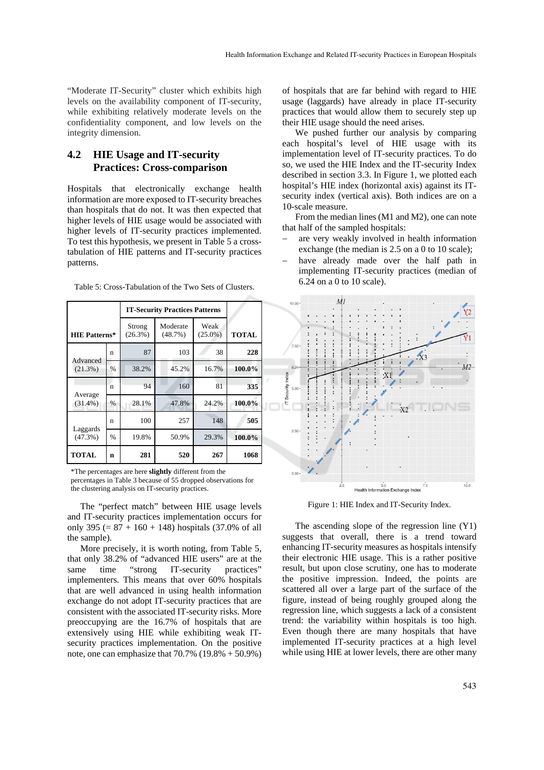"Moderate IT-Security" cluster which exhibits high levels on the availability component of IT-security, while exhibiting relatively moderate levels on the confidentiality component, and low levels on the integrity dimension.

## 4.2 HIE Usage and IT-security Practices: Cross-comparison

Hospitals that electronically exchange health information are more exposed to IT-security breaches than hospitals that do not. It was then expected that higher levels of HIE usage would be associated with higher levels of IT-security practices implemented. To test this hypothesis, we present in Table 5 a cross-tabulation of HIE patterns and IT-security practices patterns.

Table 5: Cross-Tabulation of the Two Sets of Clusters.

| HIE Patterns* | | IT-Security Practices Patterns | | | |
|---|---|---|---|---|---|
| | | Strong (26.3%) | Moderate (48.7%) | Weak (25.0%) | TOTAL |
| Advanced (21.3%) | n | 87 | 103 | 38 | **228** |
| | % | 38.2% | 45.2% | 16.7% | **100.0%** |
| Average (31.4%) | n | 94 | 160 | 81 | **335** |
| | % | 28.1% | 47.8% | 24.2% | **100.0%** |
| Laggards (47.3%) | n | 100 | 257 | 148 | **505** |
| | % | 19.8% | 50.9% | 29.3% | **100.0%** |
| **TOTAL** | **n** | **281** | **520** | **267** | **1068** |

*The percentages are here **slightly** different from the percentages in Table 3 because of 55 dropped observations for the clustering analysis on IT-security practices.

The "perfect match" between HIE usage levels and IT-security practices implementation occurs for only 395 (= 87 + 160 + 148) hospitals (37.0% of all the sample).

More precisely, it is worth noting, from Table 5, that only 38.2% of "advanced HIE users" are at the same time "strong IT-security practices" implementers. This means that over 60% hospitals that are well advanced in using health information exchange do not adopt IT-security practices that are consistent with the associated IT-security risks. More preoccupying are the 16.7% of hospitals that are extensively using HIE while exhibiting weak IT-security practices implementation. On the positive note, one can emphasize that 70.7% (19.8% + 50.9%) of hospitals that are far behind with regard to HIE usage (laggards) have already in place IT-security practices that would allow them to securely step up their HIE usage should the need arises.

We pushed further our analysis by comparing each hospital's level of HIE usage with its implementation level of IT-security practices. To do so, we used the HIE Index and the IT-security Index described in section 3.3. In Figure 1, we plotted each hospital's HIE index (horizontal axis) against its IT-security index (vertical axis). Both indices are on a 10-scale measure.

From the median lines (M1 and M2), one can note that half of the sampled hospitals:

- are very weakly involved in health information exchange (the median is 2.5 on a 0 to 10 scale);
- have already made over the half path in implementing IT-security practices (median of 6.24 on a 0 to 10 scale).

Figure 1: HIE Index and IT-Security Index.

The ascending slope of the regression line (Y1) suggests that overall, there is a trend toward enhancing IT-security measures as hospitals intensify their electronic HIE usage. This is a rather positive result, but upon close scrutiny, one has to moderate the positive impression. Indeed, the points are scattered all over a large part of the surface of the figure, instead of being roughly grouped along the regression line, which suggests a lack of a consistent trend: the variability within hospitals is too high. Even though there are many hospitals that have implemented IT-security practices at a high level while using HIE at lower levels, there are other many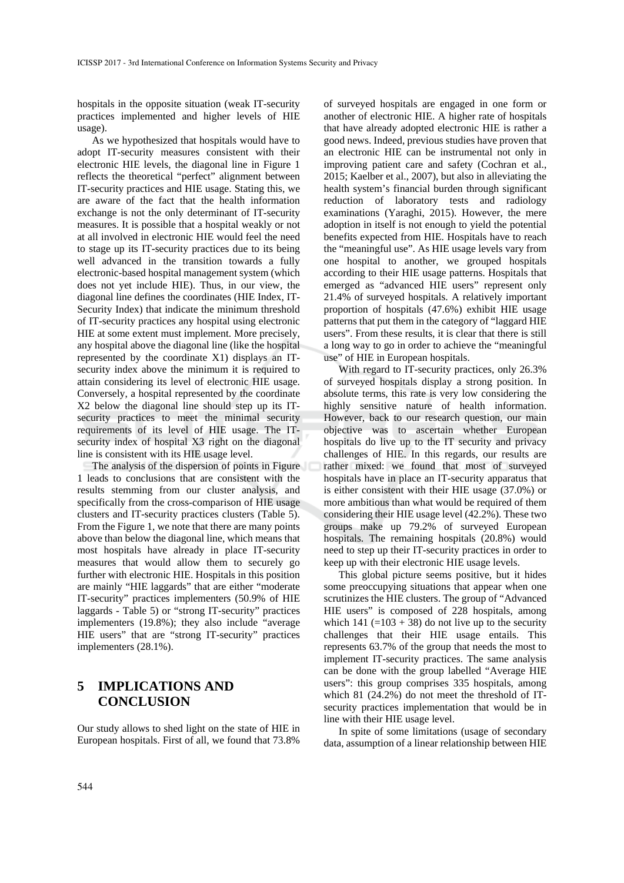hospitals in the opposite situation (weak IT-security practices implemented and higher levels of HIE usage).

As we hypothesized that hospitals would have to adopt IT-security measures consistent with their electronic HIE levels, the diagonal line in Figure 1 reflects the theoretical "perfect" alignment between IT-security practices and HIE usage. Stating this, we are aware of the fact that the health information exchange is not the only determinant of IT-security measures. It is possible that a hospital weakly or not at all involved in electronic HIE would feel the need to stage up its IT-security practices due to its being well advanced in the transition towards a fully electronic-based hospital management system (which does not yet include HIE). Thus, in our view, the diagonal line defines the coordinates (HIE Index, IT-Security Index) that indicate the minimum threshold of IT-security practices any hospital using electronic HIE at some extent must implement. More precisely, any hospital above the diagonal line (like the hospital represented by the coordinate X1) displays an IT-security index above the minimum it is required to attain considering its level of electronic HIE usage. Conversely, a hospital represented by the coordinate X2 below the diagonal line should step up its IT-security practices to meet the minimal security requirements of its level of HIE usage. The IT-security index of hospital X3 right on the diagonal line is consistent with its HIE usage level.

The analysis of the dispersion of points in Figure 1 leads to conclusions that are consistent with the results stemming from our cluster analysis, and specifically from the cross-comparison of HIE usage clusters and IT-security practices clusters (Table 5). From the Figure 1, we note that there are many points above than below the diagonal line, which means that most hospitals have already in place IT-security measures that would allow them to securely go further with electronic HIE. Hospitals in this position are mainly "HIE laggards" that are either "moderate IT-security" practices implementers (50.9% of HIE laggards - Table 5) or "strong IT-security" practices implementers (19.8%); they also include "average HIE users" that are "strong IT-security" practices implementers (28.1%).

## 5 IMPLICATIONS AND CONCLUSION

Our study allows to shed light on the state of HIE in European hospitals. First of all, we found that 73.8% of surveyed hospitals are engaged in one form or another of electronic HIE. A higher rate of hospitals that have already adopted electronic HIE is rather a good news. Indeed, previous studies have proven that an electronic HIE can be instrumental not only in improving patient care and safety (Cochran et al., 2015; Kaelber et al., 2007), but also in alleviating the health system's financial burden through significant reduction of laboratory tests and radiology examinations (Yaraghi, 2015). However, the mere adoption in itself is not enough to yield the potential benefits expected from HIE. Hospitals have to reach the "meaningful use". As HIE usage levels vary from one hospital to another, we grouped hospitals according to their HIE usage patterns. Hospitals that emerged as "advanced HIE users" represent only 21.4% of surveyed hospitals. A relatively important proportion of hospitals (47.6%) exhibit HIE usage patterns that put them in the category of "laggard HIE users". From these results, it is clear that there is still a long way to go in order to achieve the "meaningful use" of HIE in European hospitals.

With regard to IT-security practices, only 26.3% of surveyed hospitals display a strong position. In absolute terms, this rate is very low considering the highly sensitive nature of health information. However, back to our research question, our main objective was to ascertain whether European hospitals do live up to the IT security and privacy challenges of HIE. In this regards, our results are rather mixed: we found that most of surveyed hospitals have in place an IT-security apparatus that is either consistent with their HIE usage (37.0%) or more ambitious than what would be required of them considering their HIE usage level (42.2%). These two groups make up 79.2% of surveyed European hospitals. The remaining hospitals (20.8%) would need to step up their IT-security practices in order to keep up with their electronic HIE usage levels.

This global picture seems positive, but it hides some preoccupying situations that appear when one scrutinizes the HIE clusters. The group of "Advanced HIE users" is composed of 228 hospitals, among which 141 (=103 + 38) do not live up to the security challenges that their HIE usage entails. This represents 63.7% of the group that needs the most to implement IT-security practices. The same analysis can be done with the group labelled "Average HIE users": this group comprises 335 hospitals, among which 81 (24.2%) do not meet the threshold of IT-security practices implementation that would be in line with their HIE usage level.

In spite of some limitations (usage of secondary data, assumption of a linear relationship between HIE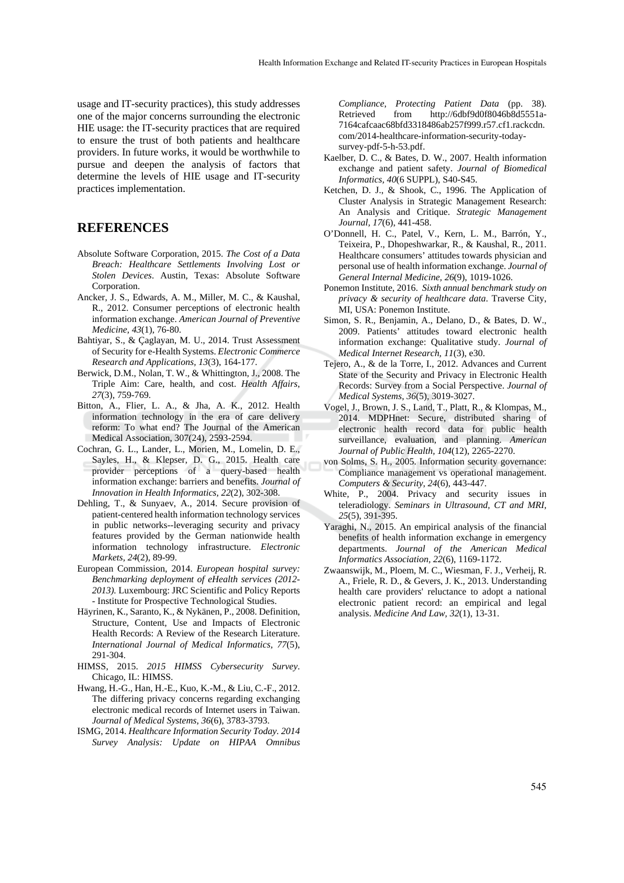usage and IT-security practices), this study addresses one of the major concerns surrounding the electronic HIE usage: the IT-security practices that are required to ensure the trust of both patients and healthcare providers. In future works, it would be worthwhile to pursue and deepen the analysis of factors that determine the levels of HIE usage and IT-security practices implementation.

## REFERENCES

Absolute Software Corporation, 2015. *The Cost of a Data Breach: Healthcare Settlements Involving Lost or Stolen Devices*. Austin, Texas: Absolute Software Corporation.

Ancker, J. S., Edwards, A. M., Miller, M. C., & Kaushal, R., 2012. Consumer perceptions of electronic health information exchange. *American Journal of Preventive Medicine, 43*(1), 76-80.

Bahtiyar, S., & Çaglayan, M. U., 2014. Trust Assessment of Security for e-Health Systems. *Electronic Commerce Research and Applications, 13*(3), 164-177.

Berwick, D.M., Nolan, T. W., & Whittington, J., 2008. The Triple Aim: Care, health, and cost. *Health Affairs, 27*(3), 759-769.

Bitton, A., Flier, L. A., & Jha, A. K., 2012. Health information technology in the era of care delivery reform: To what end? The Journal of the American Medical Association, 307(24), 2593-2594.

Cochran, G. L., Lander, L., Morien, M., Lomelin, D. E., Sayles, H., & Klepser, D. G., 2015. Health care provider perceptions of a query-based health information exchange: barriers and benefits. *Journal of Innovation in Health Informatics, 22*(2), 302-308.

Dehling, T., & Sunyaev, A., 2014. Secure provision of patient-centered health information technology services in public networks--leveraging security and privacy features provided by the German nationwide health information technology infrastructure. *Electronic Markets, 24*(2), 89-99.

European Commission, 2014. *European hospital survey: Benchmarking deployment of eHealth services (2012-2013).* Luxembourg: JRC Scientific and Policy Reports - Institute for Prospective Technological Studies.

Häyrinen, K., Saranto, K., & Nykänen, P., 2008. Definition, Structure, Content, Use and Impacts of Electronic Health Records: A Review of the Research Literature. *International Journal of Medical Informatics, 77*(5), 291-304.

HIMSS, 2015. *2015 HIMSS Cybersecurity Survey*. Chicago, IL: HIMSS.

Hwang, H.-G., Han, H.-E., Kuo, K.-M., & Liu, C.-F., 2012. The differing privacy concerns regarding exchanging electronic medical records of Internet users in Taiwan. *Journal of Medical Systems, 36*(6), 3783-3793.

ISMG, 2014. *Healthcare Information Security Today. 2014 Survey Analysis: Update on HIPAA Omnibus Compliance, Protecting Patient Data* (pp. 38). Retrieved from http://6dbf9d0f8046b8d5551a-7164cafcaac68bfd3318486ab257f999.r57.cf1.rackcdn.com/2014-healthcare-information-security-today-survey-pdf-5-h-53.pdf.

Kaelber, D. C., & Bates, D. W., 2007. Health information exchange and patient safety. *Journal of Biomedical Informatics, 40*(6 SUPPL), S40-S45.

Ketchen, D. J., & Shook, C., 1996. The Application of Cluster Analysis in Strategic Management Research: An Analysis and Critique. *Strategic Management Journal, 17*(6), 441-458.

O'Donnell, H. C., Patel, V., Kern, L. M., Barrón, Y., Teixeira, P., Dhopeshwarkar, R., & Kaushal, R., 2011. Healthcare consumers' attitudes towards physician and personal use of health information exchange. *Journal of General Internal Medicine, 26*(9), 1019-1026.

Ponemon Institute, 2016. *Sixth annual benchmark study on privacy & security of healthcare data*. Traverse City, MI, USA: Ponemon Institute.

Simon, S. R., Benjamin, A., Delano, D., & Bates, D. W., 2009. Patients' attitudes toward electronic health information exchange: Qualitative study. *Journal of Medical Internet Research, 11*(3), e30.

Tejero, A., & de la Torre, I., 2012. Advances and Current State of the Security and Privacy in Electronic Health Records: Survey from a Social Perspective. *Journal of Medical Systems, 36*(5), 3019-3027.

Vogel, J., Brown, J. S., Land, T., Platt, R., & Klompas, M., 2014. MDPHnet: Secure, distributed sharing of electronic health record data for public health surveillance, evaluation, and planning. *American Journal of Public Health, 104*(12), 2265-2270.

von Solms, S. H., 2005. Information security governance: Compliance management vs operational management. *Computers & Security, 24*(6), 443-447.

White, P., 2004. Privacy and security issues in teleradiology. *Seminars in Ultrasound, CT and MRI, 25*(5), 391-395.

Yaraghi, N., 2015. An empirical analysis of the financial benefits of health information exchange in emergency departments. *Journal of the American Medical Informatics Association, 22*(6), 1169-1172.

Zwaanswijk, M., Ploem, M. C., Wiesman, F. J., Verheij, R. A., Friele, R. D., & Gevers, J. K., 2013. Understanding health care providers' reluctance to adopt a national electronic patient record: an empirical and legal analysis. *Medicine And Law, 32*(1), 13-31.